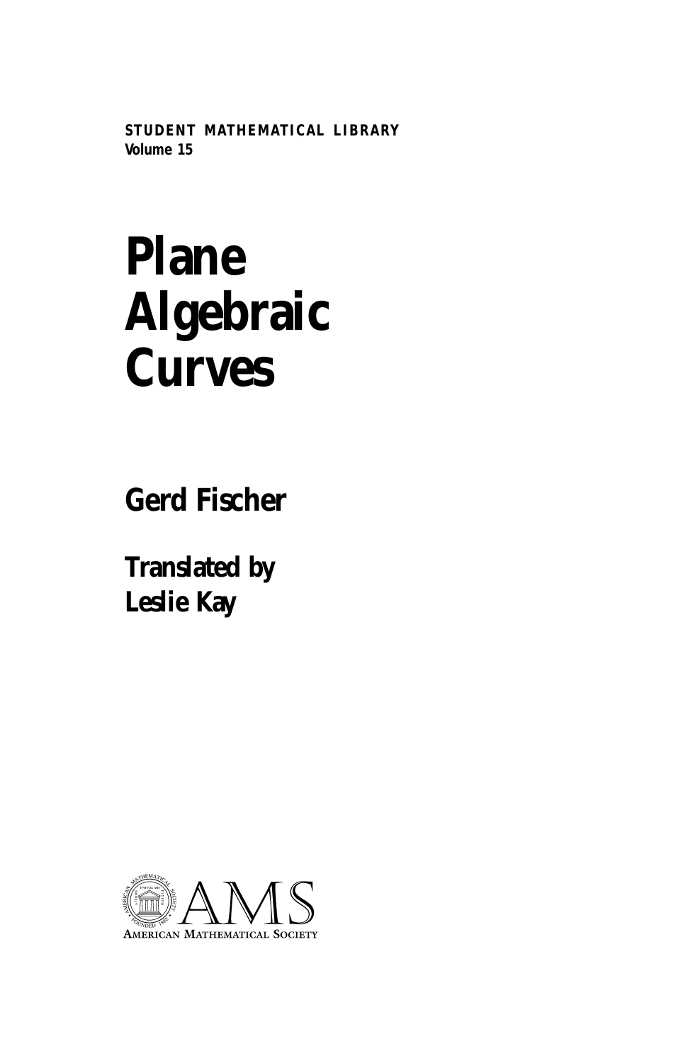**STUDENT MATHEMATICAL LIBRARY**
**Volume 15**

# Plane Algebraic Curves

## Gerd Fischer

**Translated by**
**Leslie Kay**

AMERICAN MATHEMATICAL SOCIETY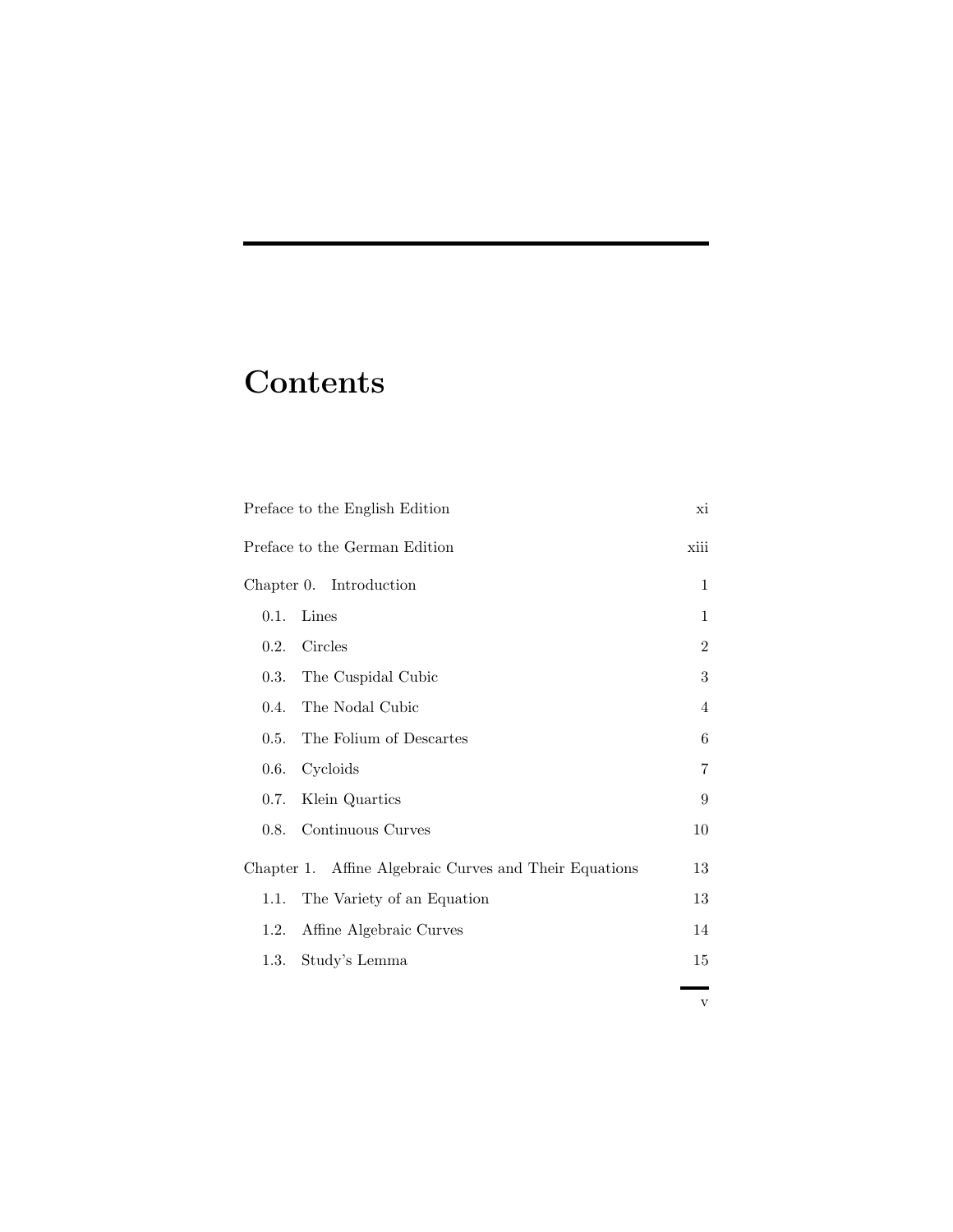# Contents

| | |
|---|---|
| Preface to the English Edition | xi |
| Preface to the German Edition | xiii |
| Chapter 0. Introduction | 1 |
| 0.1. Lines | 1 |
| 0.2. Circles | 2 |
| 0.3. The Cuspidal Cubic | 3 |
| 0.4. The Nodal Cubic | 4 |
| 0.5. The Folium of Descartes | 6 |
| 0.6. Cycloids | 7 |
| 0.7. Klein Quartics | 9 |
| 0.8. Continuous Curves | 10 |
| Chapter 1. Affine Algebraic Curves and Their Equations | 13 |
| 1.1. The Variety of an Equation | 13 |
| 1.2. Affine Algebraic Curves | 14 |
| 1.3. Study's Lemma | 15 |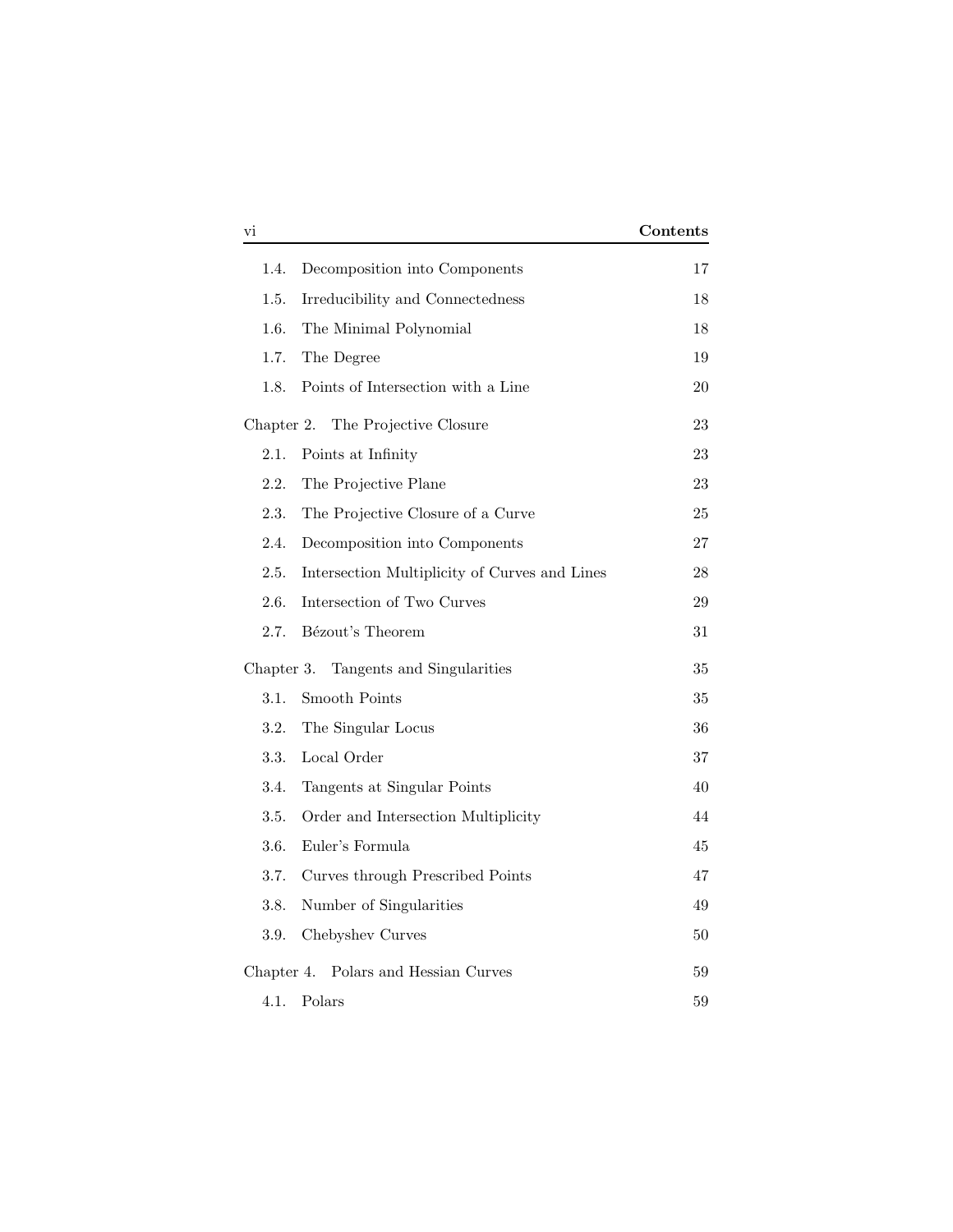| | | |
|---|---|---|
| 1.4. | Decomposition into Components | 17 |
| 1.5. | Irreducibility and Connectedness | 18 |
| 1.6. | The Minimal Polynomial | 18 |
| 1.7. | The Degree | 19 |
| 1.8. | Points of Intersection with a Line | 20 |
| Chapter 2. | The Projective Closure | 23 |
| 2.1. | Points at Infinity | 23 |
| 2.2. | The Projective Plane | 23 |
| 2.3. | The Projective Closure of a Curve | 25 |
| 2.4. | Decomposition into Components | 27 |
| 2.5. | Intersection Multiplicity of Curves and Lines | 28 |
| 2.6. | Intersection of Two Curves | 29 |
| 2.7. | Bézout's Theorem | 31 |
| Chapter 3. | Tangents and Singularities | 35 |
| 3.1. | Smooth Points | 35 |
| 3.2. | The Singular Locus | 36 |
| 3.3. | Local Order | 37 |
| 3.4. | Tangents at Singular Points | 40 |
| 3.5. | Order and Intersection Multiplicity | 44 |
| 3.6. | Euler's Formula | 45 |
| 3.7. | Curves through Prescribed Points | 47 |
| 3.8. | Number of Singularities | 49 |
| 3.9. | Chebyshev Curves | 50 |
| Chapter 4. | Polars and Hessian Curves | 59 |
| 4.1. | Polars | 59 |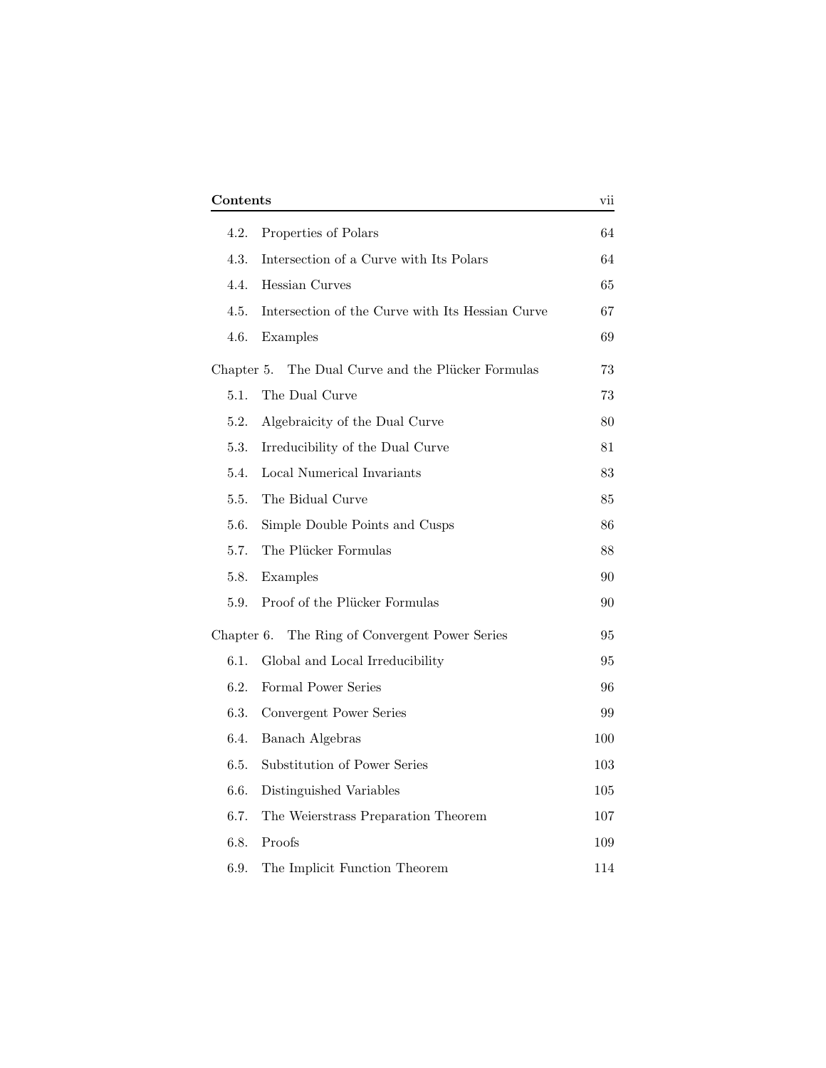| | | |
|---|---|---|
| 4.2. | Properties of Polars | 64 |
| 4.3. | Intersection of a Curve with Its Polars | 64 |
| 4.4. | Hessian Curves | 65 |
| 4.5. | Intersection of the Curve with Its Hessian Curve | 67 |
| 4.6. | Examples | 69 |
| Chapter 5. | The Dual Curve and the Plücker Formulas | 73 |
| 5.1. | The Dual Curve | 73 |
| 5.2. | Algebraicity of the Dual Curve | 80 |
| 5.3. | Irreducibility of the Dual Curve | 81 |
| 5.4. | Local Numerical Invariants | 83 |
| 5.5. | The Bidual Curve | 85 |
| 5.6. | Simple Double Points and Cusps | 86 |
| 5.7. | The Plücker Formulas | 88 |
| 5.8. | Examples | 90 |
| 5.9. | Proof of the Plücker Formulas | 90 |
| Chapter 6. | The Ring of Convergent Power Series | 95 |
| 6.1. | Global and Local Irreducibility | 95 |
| 6.2. | Formal Power Series | 96 |
| 6.3. | Convergent Power Series | 99 |
| 6.4. | Banach Algebras | 100 |
| 6.5. | Substitution of Power Series | 103 |
| 6.6. | Distinguished Variables | 105 |
| 6.7. | The Weierstrass Preparation Theorem | 107 |
| 6.8. | Proofs | 109 |
| 6.9. | The Implicit Function Theorem | 114 |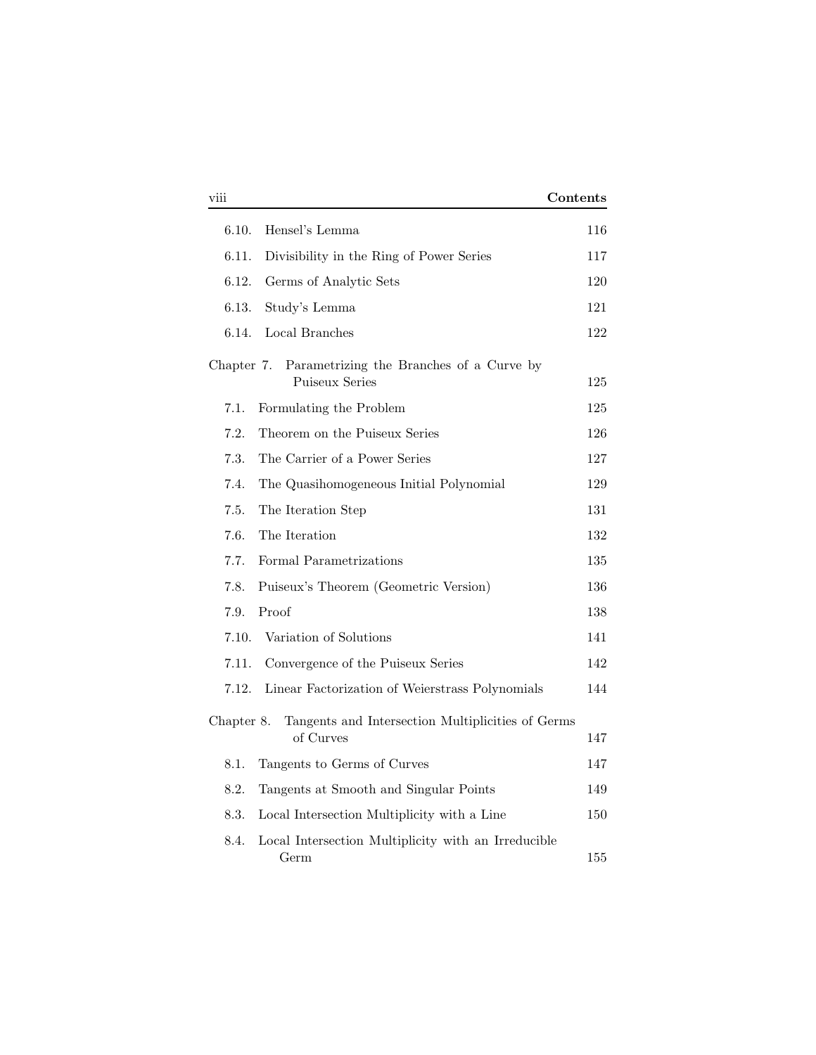| | | |
|---|---|---|
| 6.10. | Hensel's Lemma | 116 |
| 6.11. | Divisibility in the Ring of Power Series | 117 |
| 6.12. | Germs of Analytic Sets | 120 |
| 6.13. | Study's Lemma | 121 |
| 6.14. | Local Branches | 122 |

Chapter 7. Parametrizing the Branches of a Curve by Puiseux Series — 125

| | | |
|---|---|---|
| 7.1. | Formulating the Problem | 125 |
| 7.2. | Theorem on the Puiseux Series | 126 |
| 7.3. | The Carrier of a Power Series | 127 |
| 7.4. | The Quasihomogeneous Initial Polynomial | 129 |
| 7.5. | The Iteration Step | 131 |
| 7.6. | The Iteration | 132 |
| 7.7. | Formal Parametrizations | 135 |
| 7.8. | Puiseux's Theorem (Geometric Version) | 136 |
| 7.9. | Proof | 138 |
| 7.10. | Variation of Solutions | 141 |
| 7.11. | Convergence of the Puiseux Series | 142 |
| 7.12. | Linear Factorization of Weierstrass Polynomials | 144 |

Chapter 8. Tangents and Intersection Multiplicities of Germs of Curves — 147

| | | |
|---|---|---|
| 8.1. | Tangents to Germs of Curves | 147 |
| 8.2. | Tangents at Smooth and Singular Points | 149 |
| 8.3. | Local Intersection Multiplicity with a Line | 150 |
| 8.4. | Local Intersection Multiplicity with an Irreducible Germ | 155 |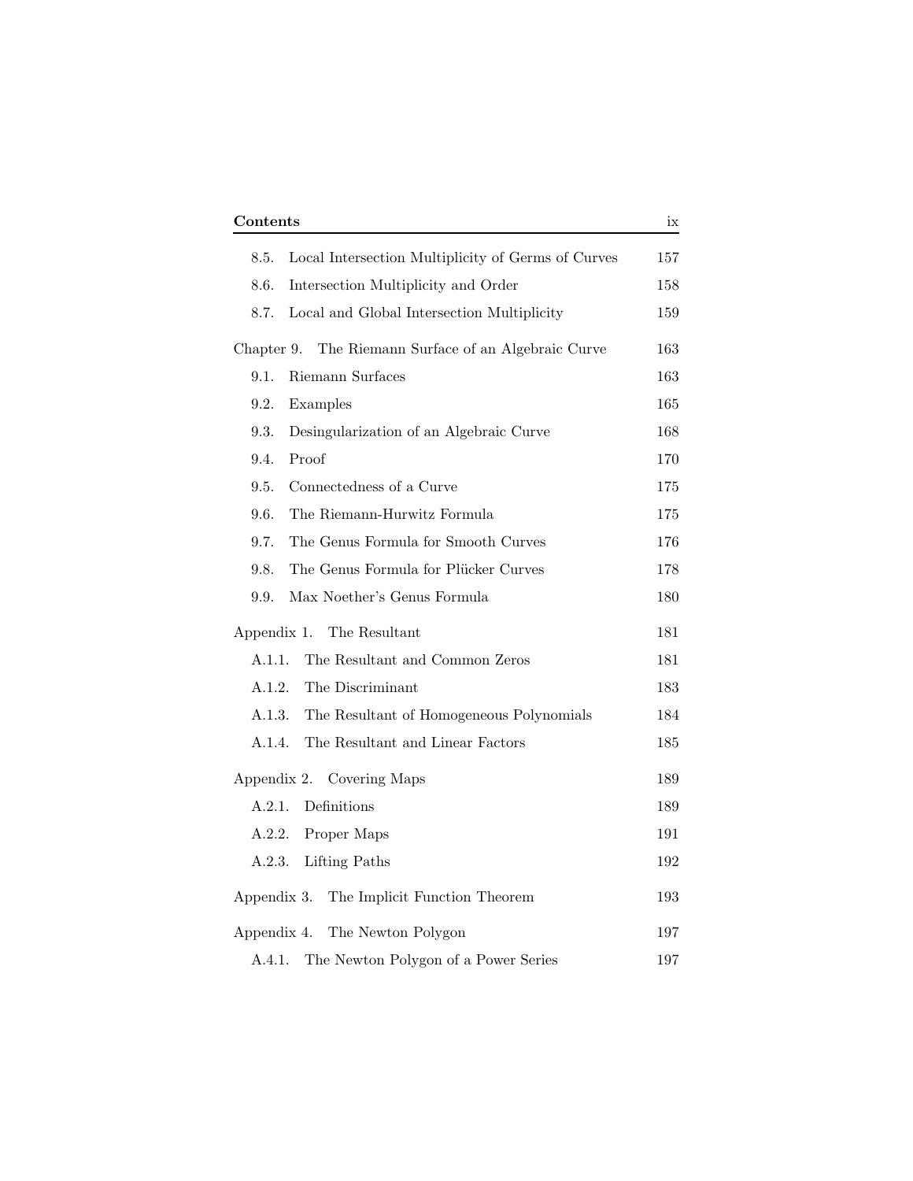| | | |
|---|---|---|
| 8.5. | Local Intersection Multiplicity of Germs of Curves | 157 |
| 8.6. | Intersection Multiplicity and Order | 158 |
| 8.7. | Local and Global Intersection Multiplicity | 159 |
| Chapter 9. | The Riemann Surface of an Algebraic Curve | 163 |
| 9.1. | Riemann Surfaces | 163 |
| 9.2. | Examples | 165 |
| 9.3. | Desingularization of an Algebraic Curve | 168 |
| 9.4. | Proof | 170 |
| 9.5. | Connectedness of a Curve | 175 |
| 9.6. | The Riemann-Hurwitz Formula | 175 |
| 9.7. | The Genus Formula for Smooth Curves | 176 |
| 9.8. | The Genus Formula for Plücker Curves | 178 |
| 9.9. | Max Noether's Genus Formula | 180 |
| Appendix 1. | The Resultant | 181 |
| A.1.1. | The Resultant and Common Zeros | 181 |
| A.1.2. | The Discriminant | 183 |
| A.1.3. | The Resultant of Homogeneous Polynomials | 184 |
| A.1.4. | The Resultant and Linear Factors | 185 |
| Appendix 2. | Covering Maps | 189 |
| A.2.1. | Definitions | 189 |
| A.2.2. | Proper Maps | 191 |
| A.2.3. | Lifting Paths | 192 |
| Appendix 3. | The Implicit Function Theorem | 193 |
| Appendix 4. | The Newton Polygon | 197 |
| A.4.1. | The Newton Polygon of a Power Series | 197 |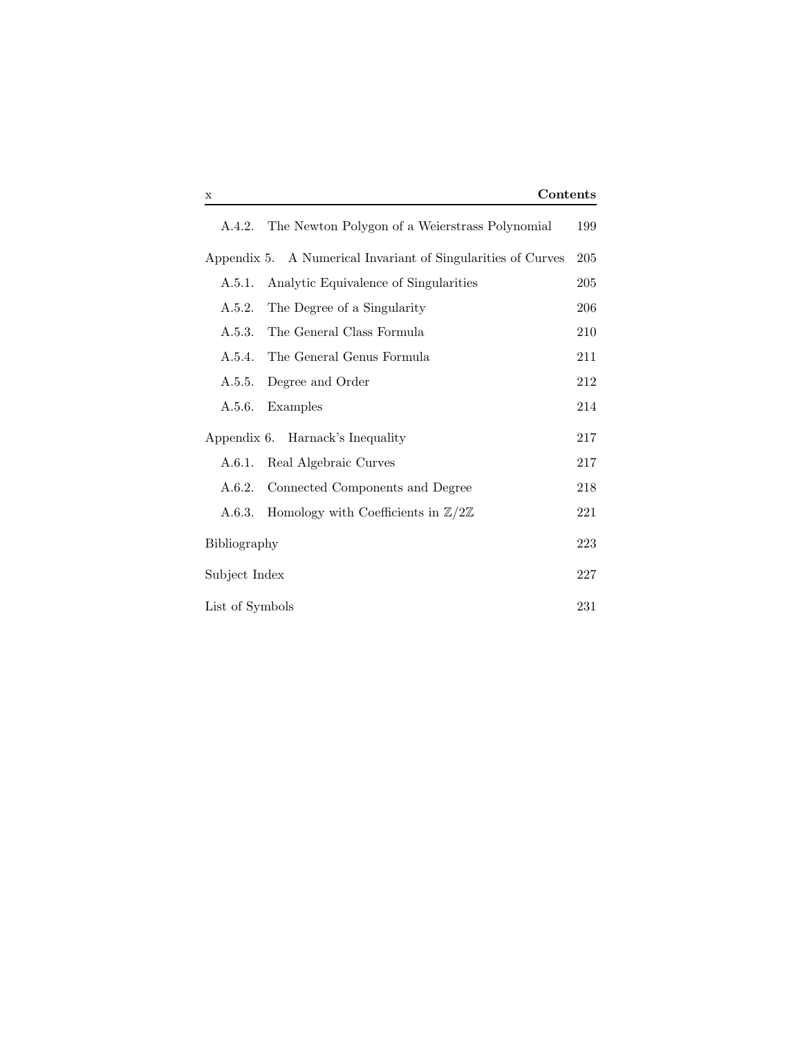| | | |
|---|---|---|
| A.4.2. | The Newton Polygon of a Weierstrass Polynomial | 199 |
| Appendix 5. | A Numerical Invariant of Singularities of Curves | 205 |
| A.5.1. | Analytic Equivalence of Singularities | 205 |
| A.5.2. | The Degree of a Singularity | 206 |
| A.5.3. | The General Class Formula | 210 |
| A.5.4. | The General Genus Formula | 211 |
| A.5.5. | Degree and Order | 212 |
| A.5.6. | Examples | 214 |
| Appendix 6. | Harnack's Inequality | 217 |
| A.6.1. | Real Algebraic Curves | 217 |
| A.6.2. | Connected Components and Degree | 218 |
| A.6.3. | Homology with Coefficients in $\mathbb{Z}/2\mathbb{Z}$ | 221 |
| Bibliography | | 223 |
| Subject Index | | 227 |
| List of Symbols | | 231 |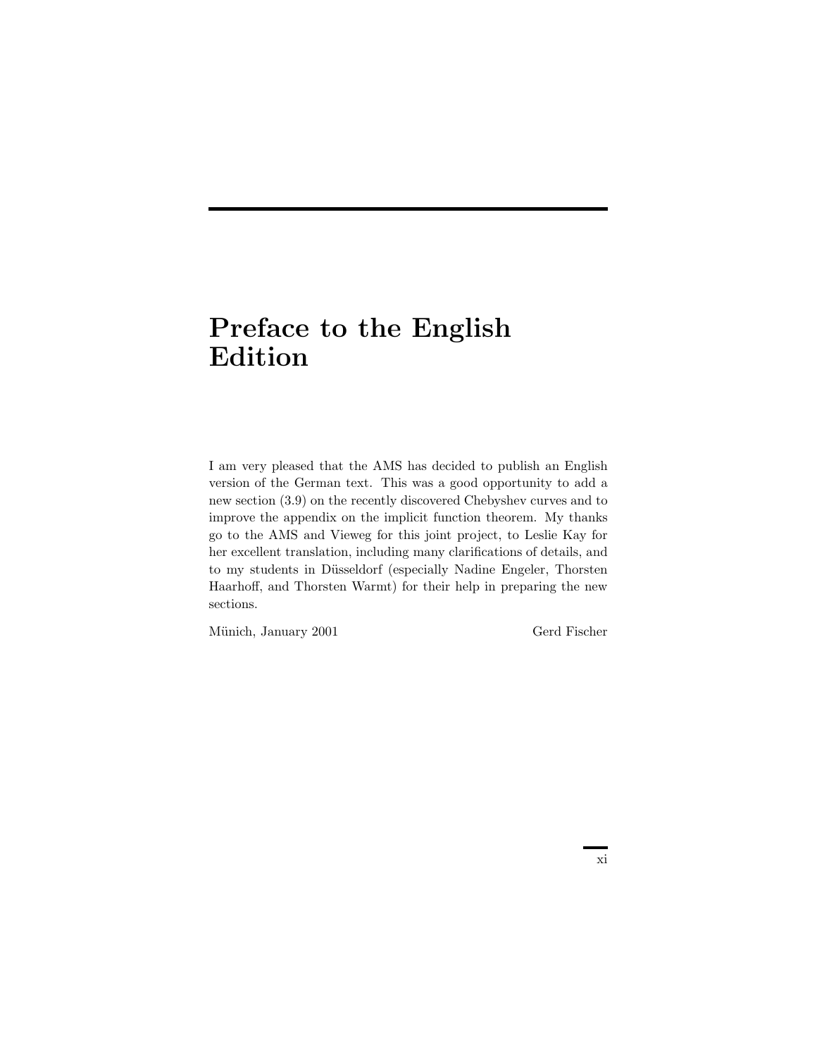# Preface to the English Edition

I am very pleased that the AMS has decided to publish an English version of the German text. This was a good opportunity to add a new section (3.9) on the recently discovered Chebyshev curves and to improve the appendix on the implicit function theorem. My thanks go to the AMS and Vieweg for this joint project, to Leslie Kay for her excellent translation, including many clarifications of details, and to my students in Düsseldorf (especially Nadine Engeler, Thorsten Haarhoff, and Thorsten Warmt) for their help in preparing the new sections.

München, January 2001 — Gerd Fischer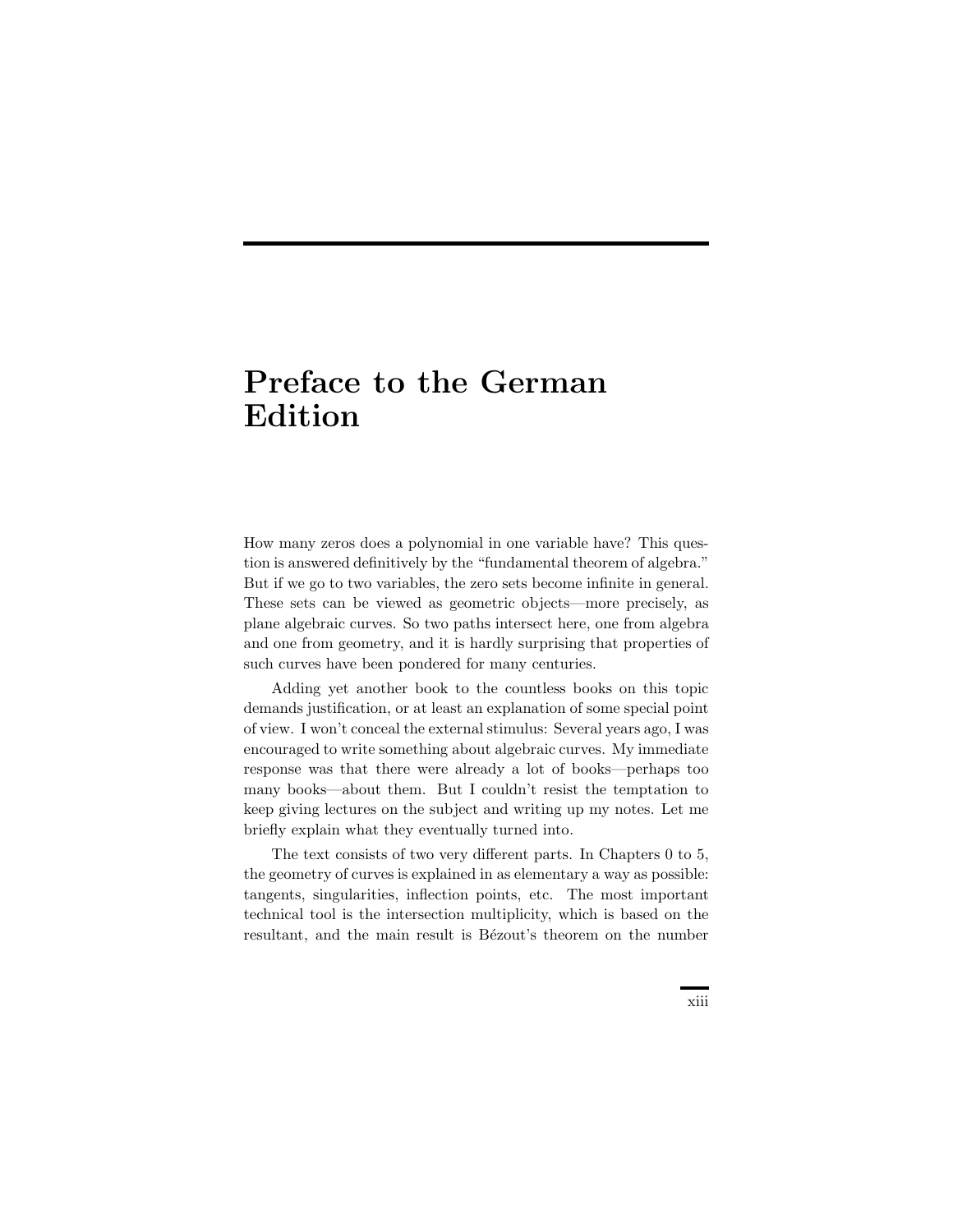# Preface to the German Edition

How many zeros does a polynomial in one variable have? This question is answered definitively by the "fundamental theorem of algebra." But if we go to two variables, the zero sets become infinite in general. These sets can be viewed as geometric objects—more precisely, as plane algebraic curves. So two paths intersect here, one from algebra and one from geometry, and it is hardly surprising that properties of such curves have been pondered for many centuries.

Adding yet another book to the countless books on this topic demands justification, or at least an explanation of some special point of view. I won't conceal the external stimulus: Several years ago, I was encouraged to write something about algebraic curves. My immediate response was that there were already a lot of books—perhaps too many books—about them. But I couldn't resist the temptation to keep giving lectures on the subject and writing up my notes. Let me briefly explain what they eventually turned into.

The text consists of two very different parts. In Chapters 0 to 5, the geometry of curves is explained in as elementary a way as possible: tangents, singularities, inflection points, etc. The most important technical tool is the intersection multiplicity, which is based on the resultant, and the main result is Bézout's theorem on the number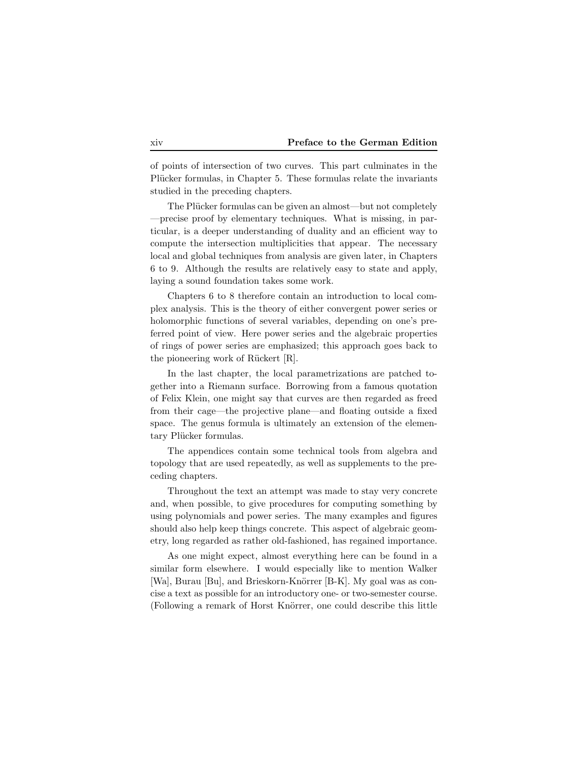of points of intersection of two curves. This part culminates in the Plücker formulas, in Chapter 5. These formulas relate the invariants studied in the preceding chapters.

The Plücker formulas can be given an almost—but not completely—precise proof by elementary techniques. What is missing, in particular, is a deeper understanding of duality and an efficient way to compute the intersection multiplicities that appear. The necessary local and global techniques from analysis are given later, in Chapters 6 to 9. Although the results are relatively easy to state and apply, laying a sound foundation takes some work.

Chapters 6 to 8 therefore contain an introduction to local complex analysis. This is the theory of either convergent power series or holomorphic functions of several variables, depending on one's preferred point of view. Here power series and the algebraic properties of rings of power series are emphasized; this approach goes back to the pioneering work of Rückert [R].

In the last chapter, the local parametrizations are patched together into a Riemann surface. Borrowing from a famous quotation of Felix Klein, one might say that curves are then regarded as freed from their cage—the projective plane—and floating outside a fixed space. The genus formula is ultimately an extension of the elementary Plücker formulas.

The appendices contain some technical tools from algebra and topology that are used repeatedly, as well as supplements to the preceding chapters.

Throughout the text an attempt was made to stay very concrete and, when possible, to give procedures for computing something by using polynomials and power series. The many examples and figures should also help keep things concrete. This aspect of algebraic geometry, long regarded as rather old-fashioned, has regained importance.

As one might expect, almost everything here can be found in a similar form elsewhere. I would especially like to mention Walker [Wa], Burau [Bu], and Brieskorn-Knörrer [B-K]. My goal was as concise a text as possible for an introductory one- or two-semester course. (Following a remark of Horst Knörrer, one could describe this little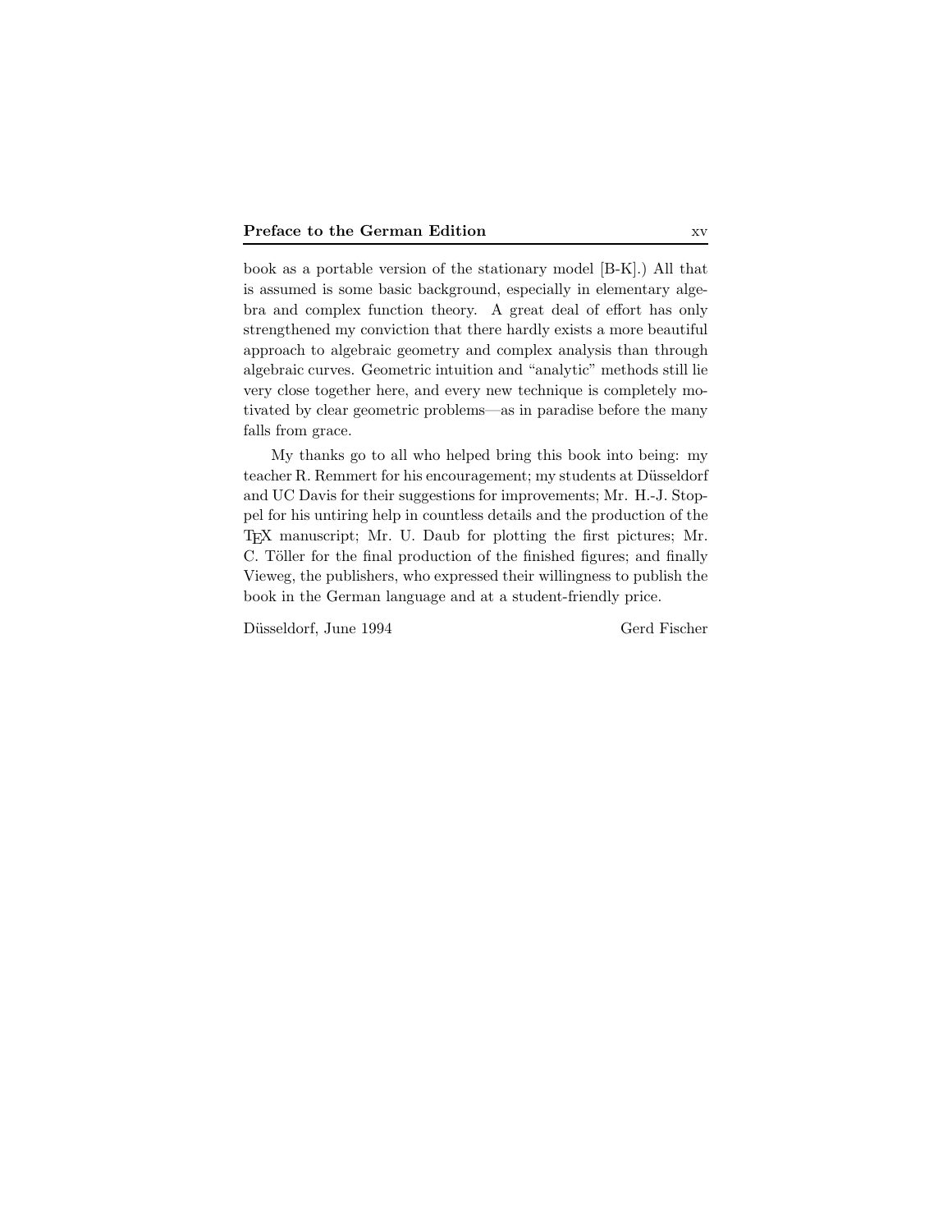book as a portable version of the stationary model [B-K].) All that is assumed is some basic background, especially in elementary algebra and complex function theory. A great deal of effort has only strengthened my conviction that there hardly exists a more beautiful approach to algebraic geometry and complex analysis than through algebraic curves. Geometric intuition and "analytic" methods still lie very close together here, and every new technique is completely motivated by clear geometric problems—as in paradise before the many falls from grace.

My thanks go to all who helped bring this book into being: my teacher R. Remmert for his encouragement; my students at Düsseldorf and UC Davis for their suggestions for improvements; Mr. H.-J. Stoppel for his untiring help in countless details and the production of the TEX manuscript; Mr. U. Daub for plotting the first pictures; Mr. C. Töller for the final production of the finished figures; and finally Vieweg, the publishers, who expressed their willingness to publish the book in the German language and at a student-friendly price.

Düsseldorf, June 1994 Gerd Fischer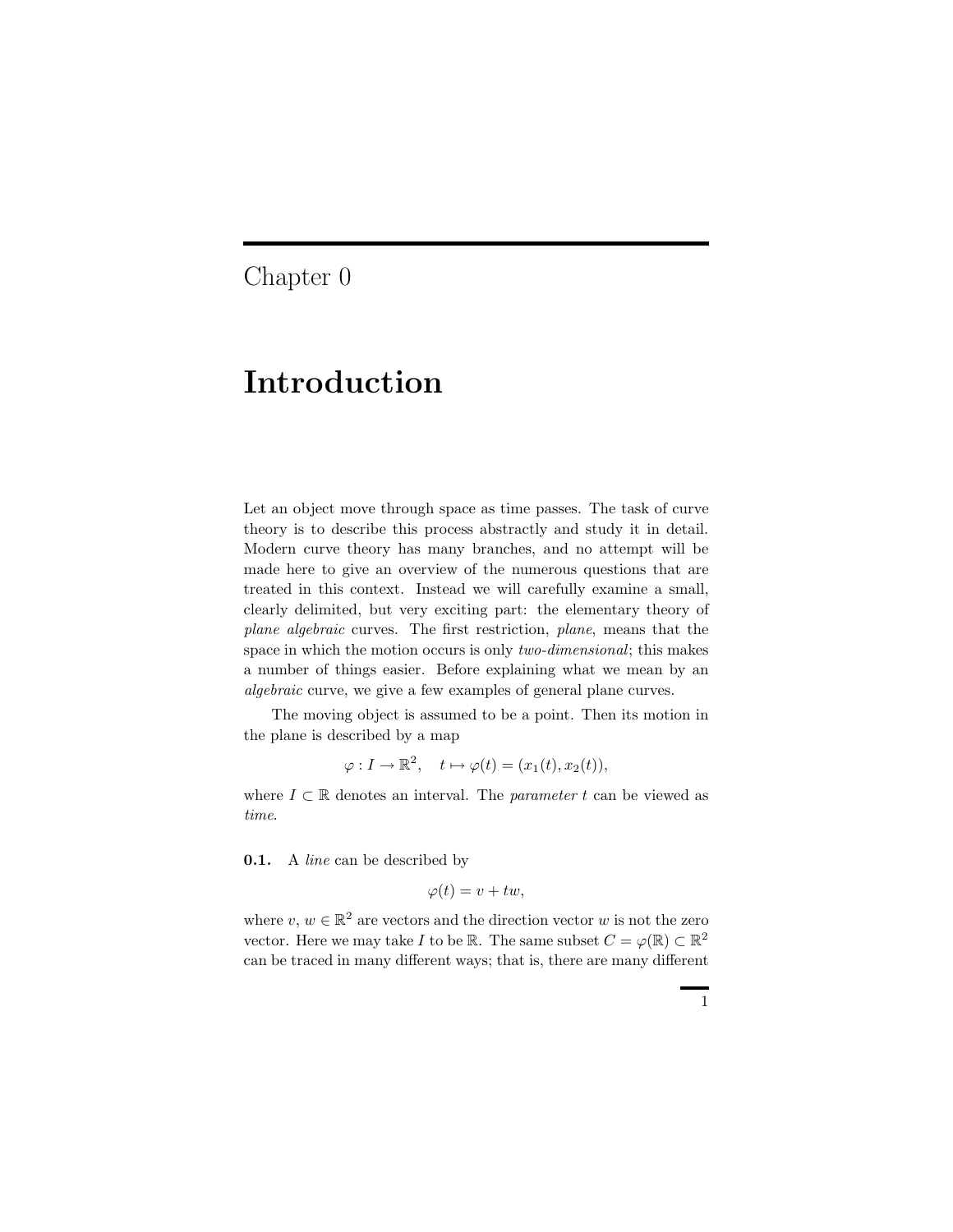# Chapter 0

# Introduction

Let an object move through space as time passes. The task of curve theory is to describe this process abstractly and study it in detail. Modern curve theory has many branches, and no attempt will be made here to give an overview of the numerous questions that are treated in this context. Instead we will carefully examine a small, clearly delimited, but very exciting part: the elementary theory of *plane algebraic* curves. The first restriction, *plane*, means that the space in which the motion occurs is only *two-dimensional*; this makes a number of things easier. Before explaining what we mean by an *algebraic* curve, we give a few examples of general plane curves.

The moving object is assumed to be a point. Then its motion in the plane is described by a map

$$\varphi : I \to \mathbb{R}^2, \quad t \mapsto \varphi(t) = (x_1(t), x_2(t)),$$

where $I \subset \mathbb{R}$ denotes an interval. The *parameter* $t$ can be viewed as *time*.

**0.1.** A *line* can be described by

$$\varphi(t) = v + tw,$$

where $v$, $w \in \mathbb{R}^2$ are vectors and the direction vector $w$ is not the zero vector. Here we may take $I$ to be $\mathbb{R}$. The same subset $C = \varphi(\mathbb{R}) \subset \mathbb{R}^2$ can be traced in many different ways; that is, there are many different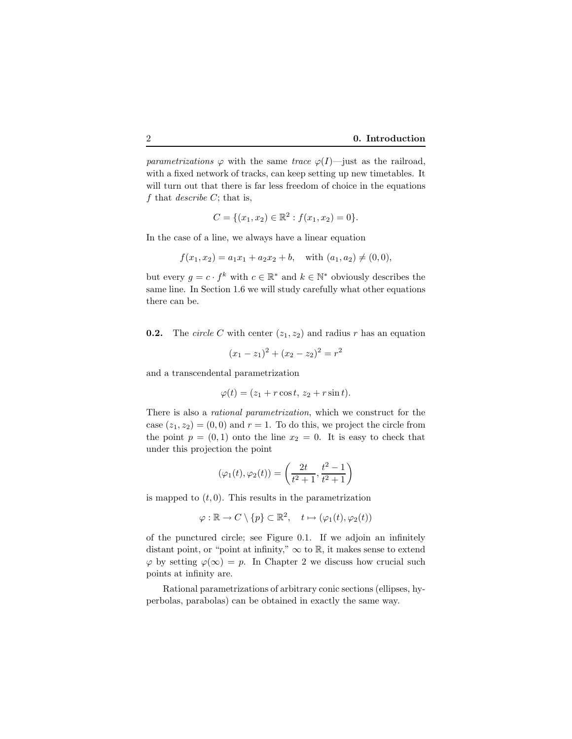*parametrizations* $\varphi$ with the same *trace* $\varphi(I)$—just as the railroad, with a fixed network of tracks, can keep setting up new timetables. It will turn out that there is far less freedom of choice in the equations $f$ that *describe* $C$; that is,

$$C = \{(x_1, x_2) \in \mathbb{R}^2 : f(x_1, x_2) = 0\}.$$

In the case of a line, we always have a linear equation

$$f(x_1, x_2) = a_1x_1 + a_2x_2 + b, \quad \text{with } (a_1, a_2) \neq (0, 0),$$

but every $g = c \cdot f^k$ with $c \in \mathbb{R}^*$ and $k \in \mathbb{N}^*$ obviously describes the same line. In Section 1.6 we will study carefully what other equations there can be.

**0.2.** The *circle* $C$ with center $(z_1, z_2)$ and radius $r$ has an equation

$$(x_1 - z_1)^2 + (x_2 - z_2)^2 = r^2$$

and a transcendental parametrization

$$\varphi(t) = (z_1 + r\cos t,\ z_2 + r\sin t).$$

There is also a *rational parametrization*, which we construct for the case $(z_1, z_2) = (0, 0)$ and $r = 1$. To do this, we project the circle from the point $p = (0, 1)$ onto the line $x_2 = 0$. It is easy to check that under this projection the point

$$(\varphi_1(t), \varphi_2(t)) = \left(\frac{2t}{t^2+1}, \frac{t^2-1}{t^2+1}\right)$$

is mapped to $(t, 0)$. This results in the parametrization

$$\varphi : \mathbb{R} \to C \setminus \{p\} \subset \mathbb{R}^2, \quad t \mapsto (\varphi_1(t), \varphi_2(t))$$

of the punctured circle; see Figure 0.1. If we adjoin an infinitely distant point, or "point at infinity," $\infty$ to $\mathbb{R}$, it makes sense to extend $\varphi$ by setting $\varphi(\infty) = p$. In Chapter 2 we discuss how crucial such points at infinity are.

Rational parametrizations of arbitrary conic sections (ellipses, hyperbolas, parabolas) can be obtained in exactly the same way.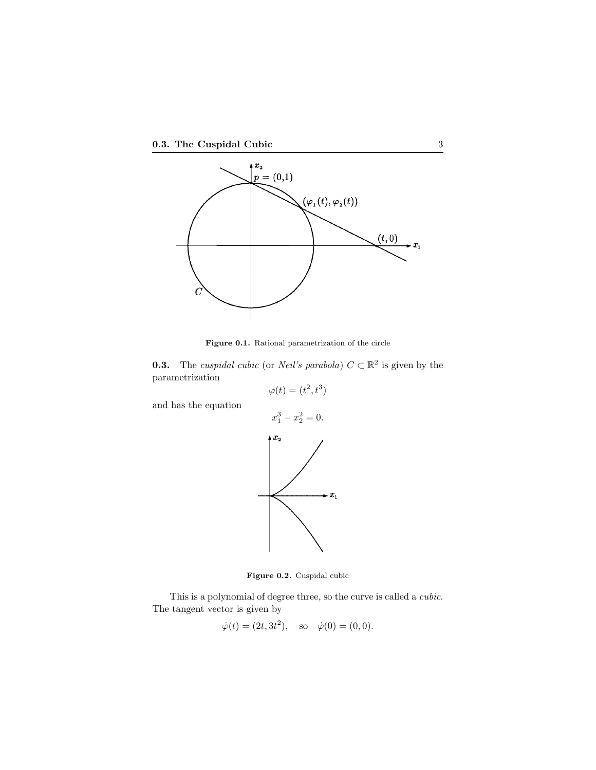Figure 0.1. Rational parametrization of the circle

**0.3.** The *cuspidal cubic* (or *Neil's parabola*) $C \subset \mathbb{R}^2$ is given by the parametrization

$$\varphi(t) = (t^2, t^3)$$

and has the equation

$$x_1^3 - x_2^2 = 0.$$

Figure 0.2. Cuspidal cubic

This is a polynomial of degree three, so the curve is called a *cubic*. The tangent vector is given by

$$\dot{\varphi}(t) = (2t, 3t^2), \quad \text{so} \quad \dot{\varphi}(0) = (0, 0).$$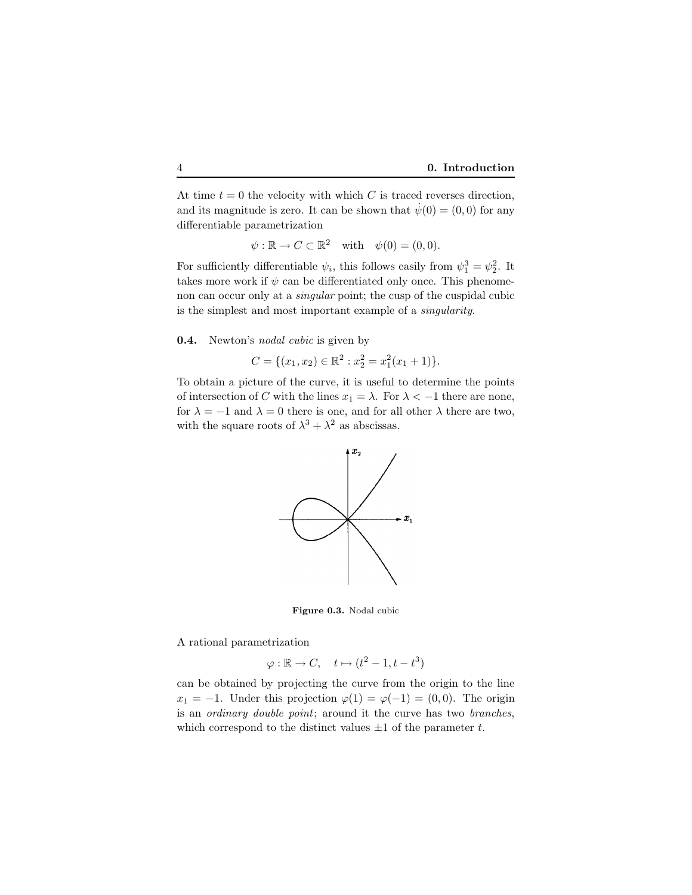At time $t = 0$ the velocity with which $C$ is traced reverses direction, and its magnitude is zero. It can be shown that $\dot{\psi}(0) = (0, 0)$ for any differentiable parametrization

$$\psi : \mathbb{R} \to C \subset \mathbb{R}^2 \quad \text{with} \quad \psi(0) = (0, 0).$$

For sufficiently differentiable $\psi_i$, this follows easily from $\psi_1^3 = \psi_2^2$. It takes more work if $\psi$ can be differentiated only once. This phenomenon can occur only at a *singular* point; the cusp of the cuspidal cubic is the simplest and most important example of a *singularity*.

**0.4.** Newton's *nodal cubic* is given by

$$C = \{(x_1, x_2) \in \mathbb{R}^2 : x_2^2 = x_1^2(x_1 + 1)\}.$$

To obtain a picture of the curve, it is useful to determine the points of intersection of $C$ with the lines $x_1 = \lambda$. For $\lambda < -1$ there are none, for $\lambda = -1$ and $\lambda = 0$ there is one, and for all other $\lambda$ there are two, with the square roots of $\lambda^3 + \lambda^2$ as abscissas.

**Figure 0.3.** Nodal cubic

A rational parametrization

$$\varphi : \mathbb{R} \to C, \quad t \mapsto (t^2 - 1, t - t^3)$$

can be obtained by projecting the curve from the origin to the line $x_1 = -1$. Under this projection $\varphi(1) = \varphi(-1) = (0, 0)$. The origin is an *ordinary double point*; around it the curve has two *branches*, which correspond to the distinct values $\pm 1$ of the parameter $t$.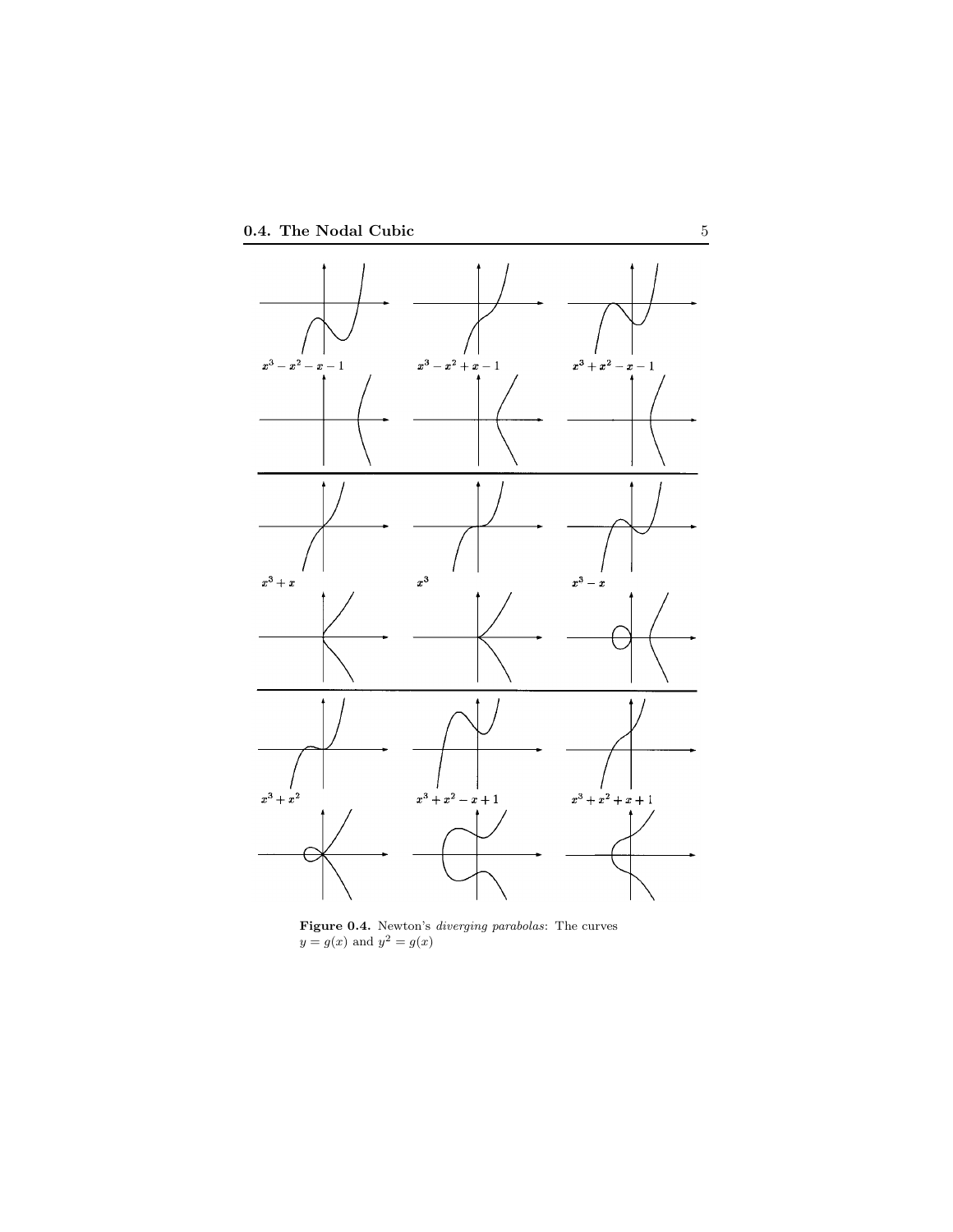$x^3 - x^2 - x - 1$

$x^3 - x^2 + x - 1$

$x^3 + x^2 - x - 1$

$x^3 + x$

$x^3$

$x^3 - x$

$x^3 + x^2$

$x^3 + x^2 - x + 1$

$x^3 + x^2 + x + 1$

**Figure 0.4.** Newton's *diverging parabolas*: The curves $y = g(x)$ and $y^2 = g(x)$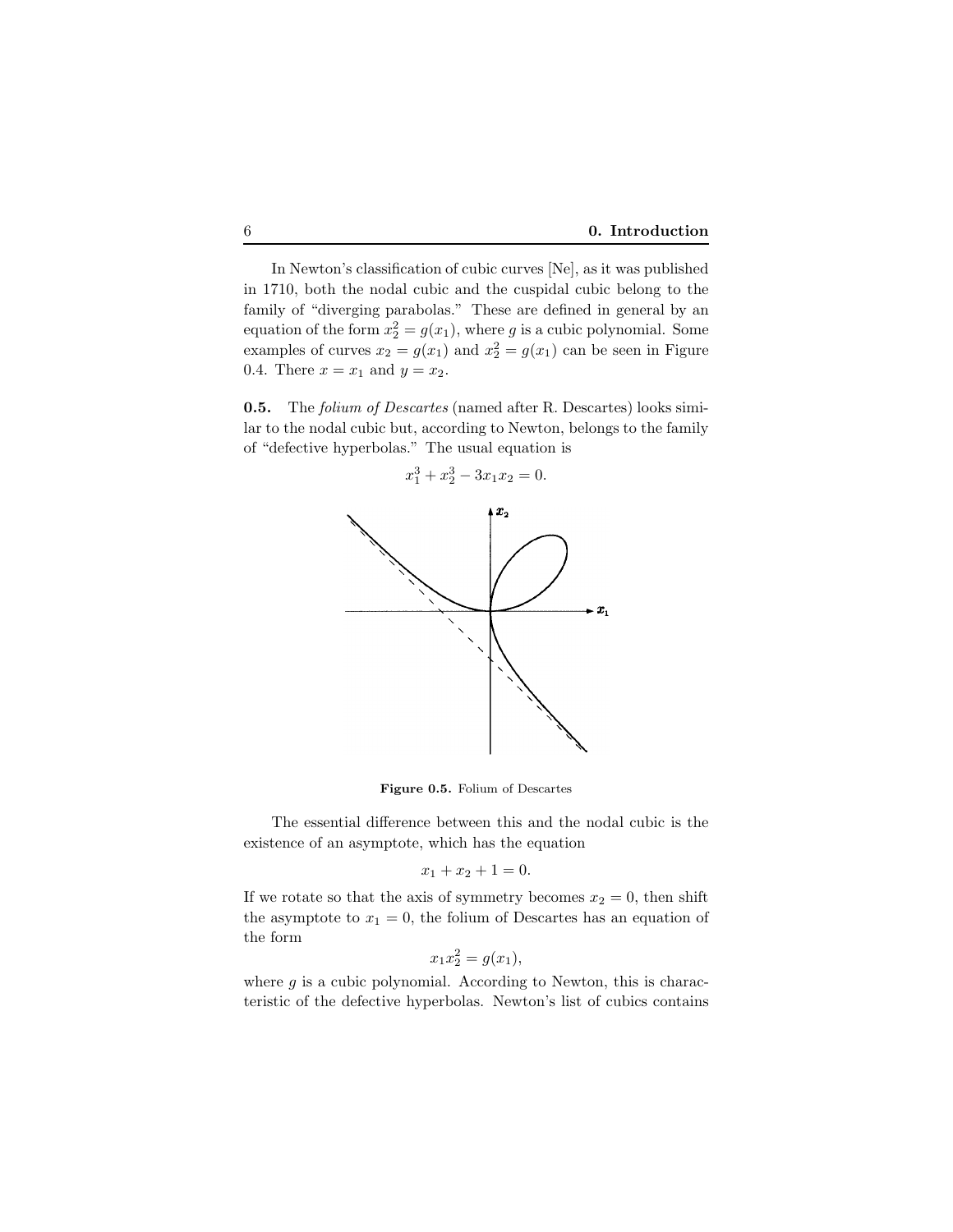In Newton's classification of cubic curves [Ne], as it was published in 1710, both the nodal cubic and the cuspidal cubic belong to the family of "diverging parabolas." These are defined in general by an equation of the form $x_2^2 = g(x_1)$, where $g$ is a cubic polynomial. Some examples of curves $x_2 = g(x_1)$ and $x_2^2 = g(x_1)$ can be seen in Figure 0.4. There $x = x_1$ and $y = x_2$.

**0.5.** The *folium of Descartes* (named after R. Descartes) looks similar to the nodal cubic but, according to Newton, belongs to the family of "defective hyperbolas." The usual equation is

$$x_1^3 + x_2^3 - 3x_1x_2 = 0.$$

**Figure 0.5.** Folium of Descartes

The essential difference between this and the nodal cubic is the existence of an asymptote, which has the equation

$$x_1 + x_2 + 1 = 0.$$

If we rotate so that the axis of symmetry becomes $x_2 = 0$, then shift the asymptote to $x_1 = 0$, the folium of Descartes has an equation of the form

$$x_1 x_2^2 = g(x_1),$$

where $g$ is a cubic polynomial. According to Newton, this is characteristic of the defective hyperbolas. Newton's list of cubics contains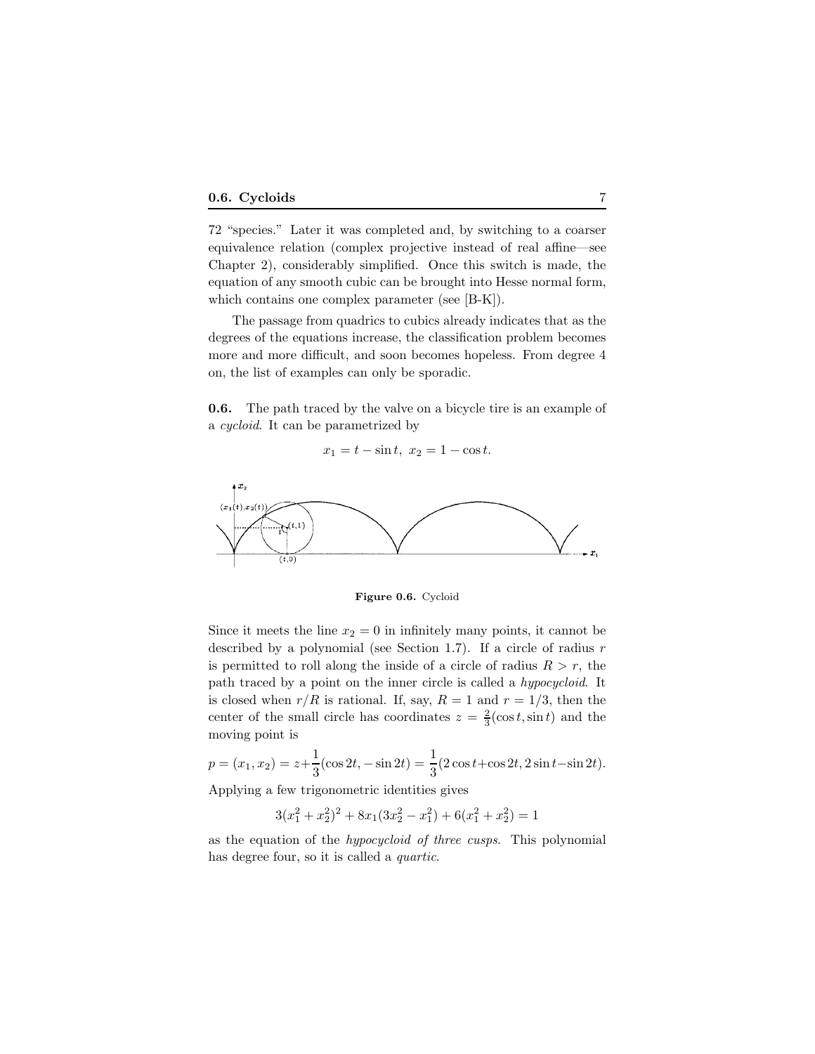72 "species." Later it was completed and, by switching to a coarser equivalence relation (complex projective instead of real affine—see Chapter 2), considerably simplified. Once this switch is made, the equation of any smooth cubic can be brought into Hesse normal form, which contains one complex parameter (see [B-K]).

The passage from quadrics to cubics already indicates that as the degrees of the equations increase, the classification problem becomes more and more difficult, and soon becomes hopeless. From degree 4 on, the list of examples can only be sporadic.

**0.6.** The path traced by the valve on a bicycle tire is an example of a *cycloid*. It can be parametrized by

$$x_1 = t - \sin t, \; x_2 = 1 - \cos t.$$

**Figure 0.6.** Cycloid

Since it meets the line $x_2 = 0$ in infinitely many points, it cannot be described by a polynomial (see Section 1.7). If a circle of radius $r$ is permitted to roll along the inside of a circle of radius $R > r$, the path traced by a point on the inner circle is called a *hypocycloid*. It is closed when $r/R$ is rational. If, say, $R = 1$ and $r = 1/3$, then the center of the small circle has coordinates $z = \frac{2}{3}(\cos t, \sin t)$ and the moving point is

$$p = (x_1, x_2) = z + \frac{1}{3}(\cos 2t, -\sin 2t) = \frac{1}{3}(2\cos t + \cos 2t, 2\sin t - \sin 2t).$$

Applying a few trigonometric identities gives

$$3(x_1^2 + x_2^2)^2 + 8x_1(3x_2^2 - x_1^2) + 6(x_1^2 + x_2^2) = 1$$

as the equation of the *hypocycloid of three cusps*. This polynomial has degree four, so it is called a *quartic*.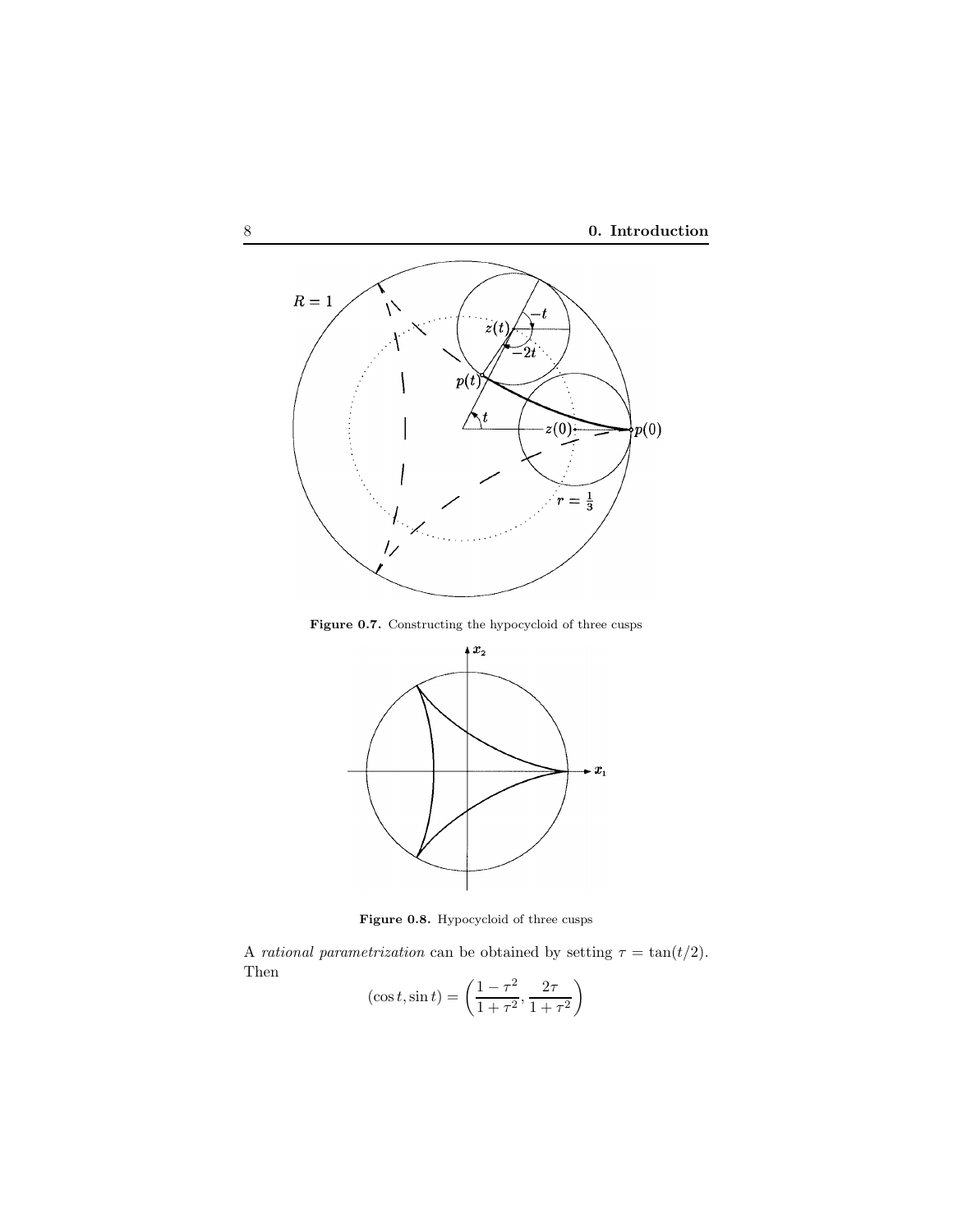**Figure 0.7.** Constructing the hypocycloid of three cusps

**Figure 0.8.** Hypocycloid of three cusps

A *rational parametrization* can be obtained by setting $\tau = \tan(t/2)$. Then

$$(\cos t, \sin t) = \left(\frac{1-\tau^2}{1+\tau^2}, \frac{2\tau}{1+\tau^2}\right)$$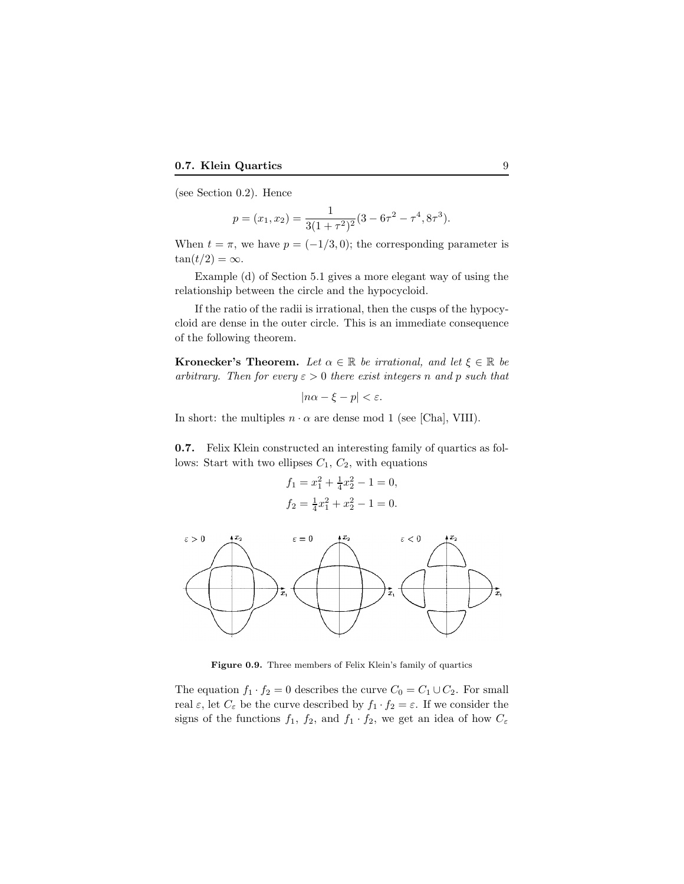(see Section 0.2). Hence

$$p = (x_1, x_2) = \frac{1}{3(1+\tau^2)^2}(3 - 6\tau^2 - \tau^4, 8\tau^3).$$

When $t = \pi$, we have $p = (-1/3, 0)$; the corresponding parameter is $\tan(t/2) = \infty$.

Example (d) of Section 5.1 gives a more elegant way of using the relationship between the circle and the hypocycloid.

If the ratio of the radii is irrational, then the cusps of the hypocycloid are dense in the outer circle. This is an immediate consequence of the following theorem.

**Kronecker's Theorem.** *Let $\alpha \in \mathbb{R}$ be irrational, and let $\xi \in \mathbb{R}$ be arbitrary. Then for every $\varepsilon > 0$ there exist integers $n$ and $p$ such that*

$$|n\alpha - \xi - p| < \varepsilon.$$

In short: the multiples $n \cdot \alpha$ are dense mod 1 (see [Cha], VIII).

**0.7.** Felix Klein constructed an interesting family of quartics as follows: Start with two ellipses $C_1$, $C_2$, with equations

$$f_1 = x_1^2 + \tfrac{1}{4}x_2^2 - 1 = 0,$$
$$f_2 = \tfrac{1}{4}x_1^2 + x_2^2 - 1 = 0.$$

**Figure 0.9.** Three members of Felix Klein's family of quartics

The equation $f_1 \cdot f_2 = 0$ describes the curve $C_0 = C_1 \cup C_2$. For small real $\varepsilon$, let $C_\varepsilon$ be the curve described by $f_1 \cdot f_2 = \varepsilon$. If we consider the signs of the functions $f_1$, $f_2$, and $f_1 \cdot f_2$, we get an idea of how $C_\varepsilon$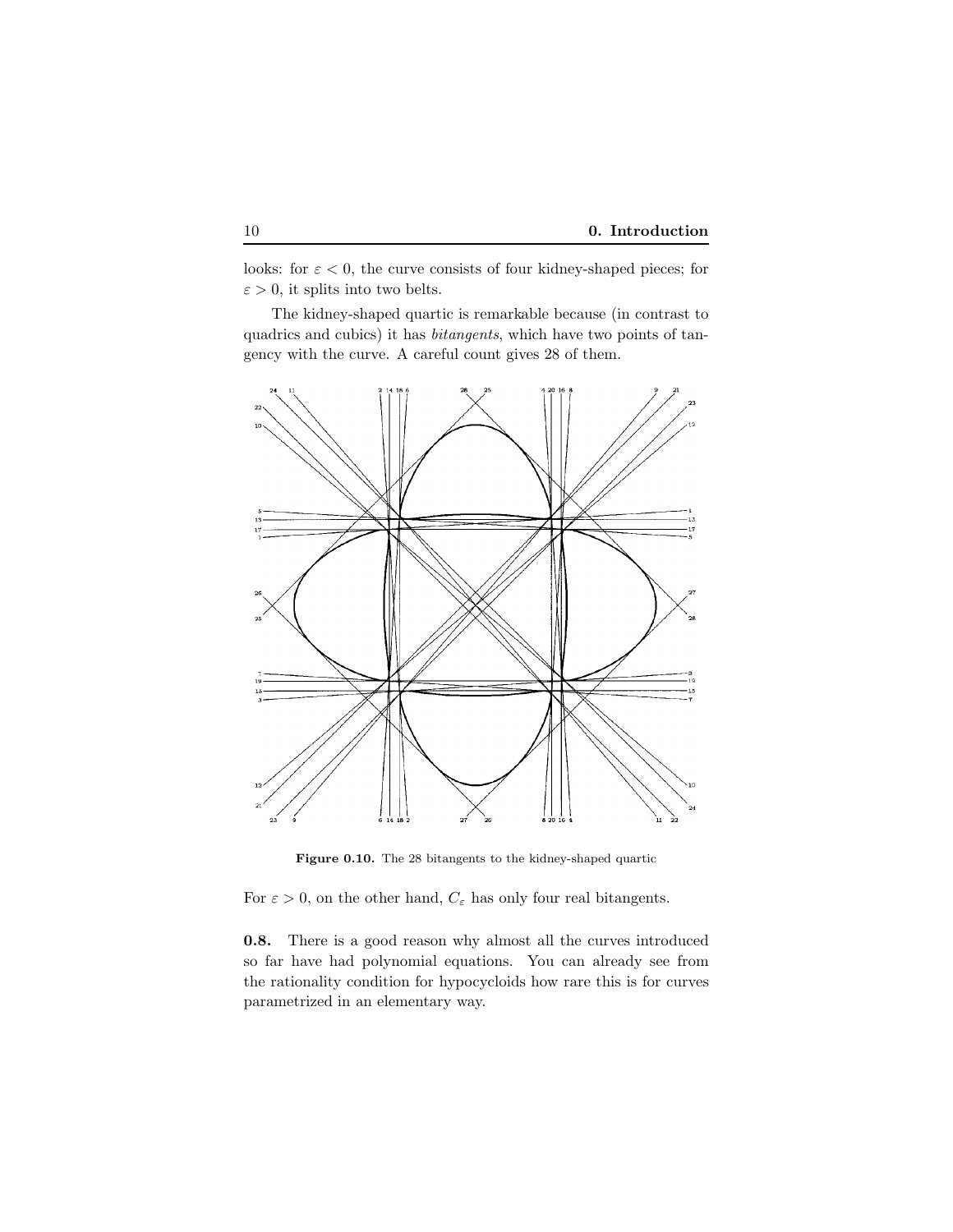looks: for $\varepsilon < 0$, the curve consists of four kidney-shaped pieces; for $\varepsilon > 0$, it splits into two belts.

The kidney-shaped quartic is remarkable because (in contrast to quadrics and cubics) it has *bitangents*, which have two points of tangency with the curve. A careful count gives 28 of them.

**Figure 0.10.** The 28 bitangents to the kidney-shaped quartic

For $\varepsilon > 0$, on the other hand, $C_\varepsilon$ has only four real bitangents.

**0.8.** There is a good reason why almost all the curves introduced so far have had polynomial equations. You can already see from the rationality condition for hypocycloids how rare this is for curves parametrized in an elementary way.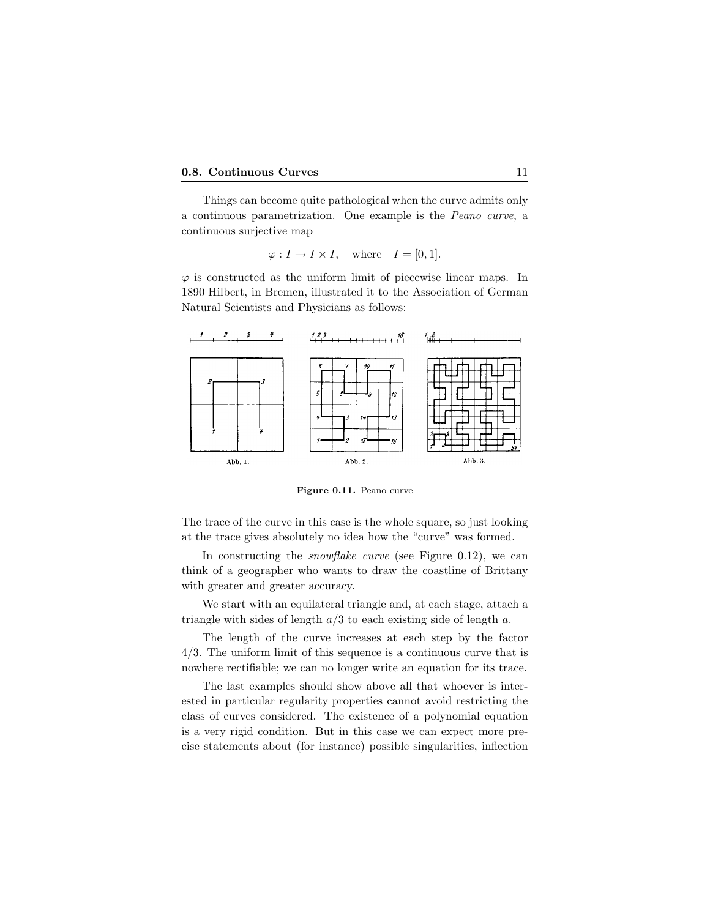Things can become quite pathological when the curve admits only a continuous parametrization. One example is the *Peano curve*, a continuous surjective map

$$\varphi : I \to I \times I, \quad \text{where} \quad I = [0, 1].$$

$\varphi$ is constructed as the uniform limit of piecewise linear maps. In 1890 Hilbert, in Bremen, illustrated it to the Association of German Natural Scientists and Physicians as follows:

**Figure 0.11.** Peano curve

The trace of the curve in this case is the whole square, so just looking at the trace gives absolutely no idea how the "curve" was formed.

In constructing the *snowflake curve* (see Figure 0.12), we can think of a geographer who wants to draw the coastline of Brittany with greater and greater accuracy.

We start with an equilateral triangle and, at each stage, attach a triangle with sides of length $a/3$ to each existing side of length $a$.

The length of the curve increases at each step by the factor $4/3$. The uniform limit of this sequence is a continuous curve that is nowhere rectifiable; we can no longer write an equation for its trace.

The last examples should show above all that whoever is interested in particular regularity properties cannot avoid restricting the class of curves considered. The existence of a polynomial equation is a very rigid condition. But in this case we can expect more precise statements about (for instance) possible singularities, inflection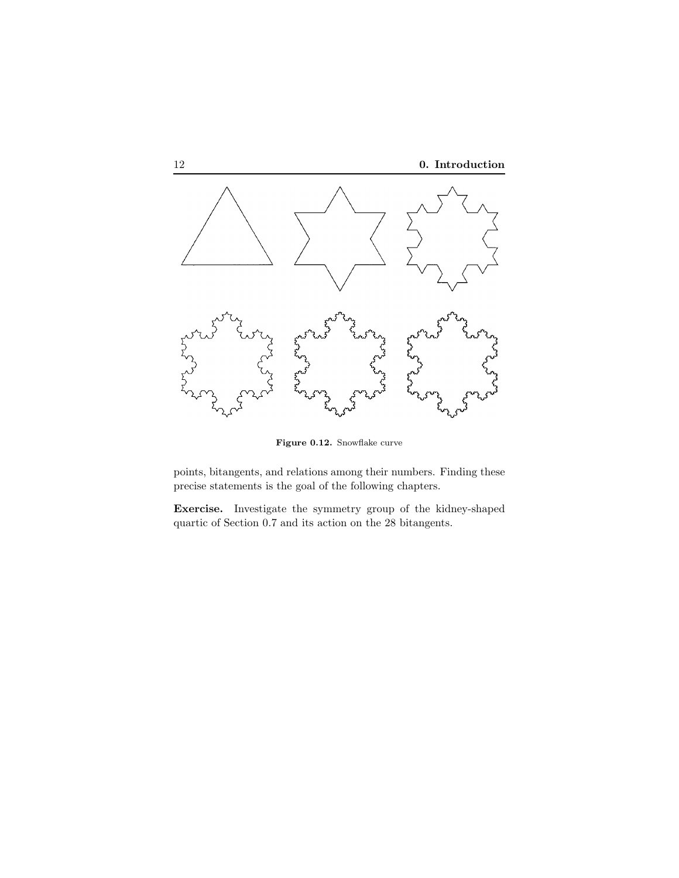Figure 0.12. Snowflake curve

points, bitangents, and relations among their numbers. Finding these precise statements is the goal of the following chapters.

**Exercise.** Investigate the symmetry group of the kidney-shaped quartic of Section 0.7 and its action on the 28 bitangents.